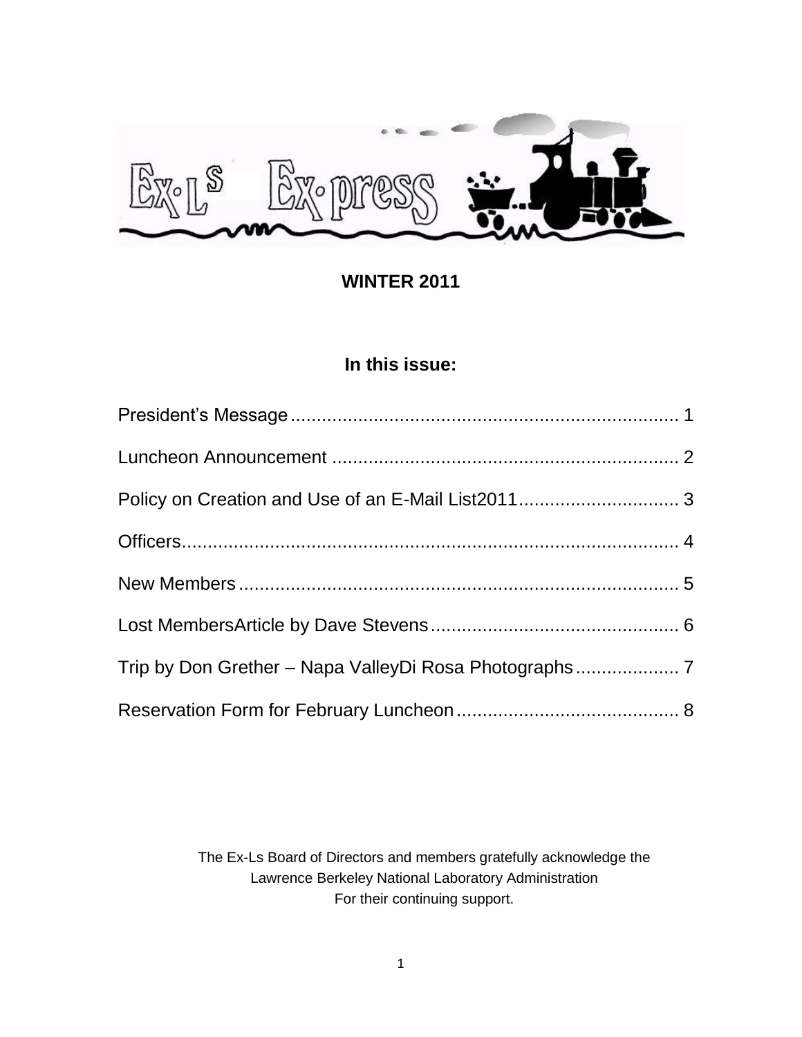# Ex-Ls Ex-press

**WINTER 2011**

## In this issue:

President's Message ........................................................................ 1

Luncheon Announcement ................................................................ 2

Policy on Creation and Use of an E-Mail List2011 ............................ 3

Officers.............................................................................................. 4

New Members .................................................................................. 5

Lost MembersArticle by Dave Stevens ............................................. 6

Trip by Don Grether – Napa ValleyDi Rosa Photographs .................. 7

Reservation Form for February Luncheon ........................................ 8

The Ex-Ls Board of Directors and members gratefully acknowledge the
Lawrence Berkeley National Laboratory Administration
For their continuing support.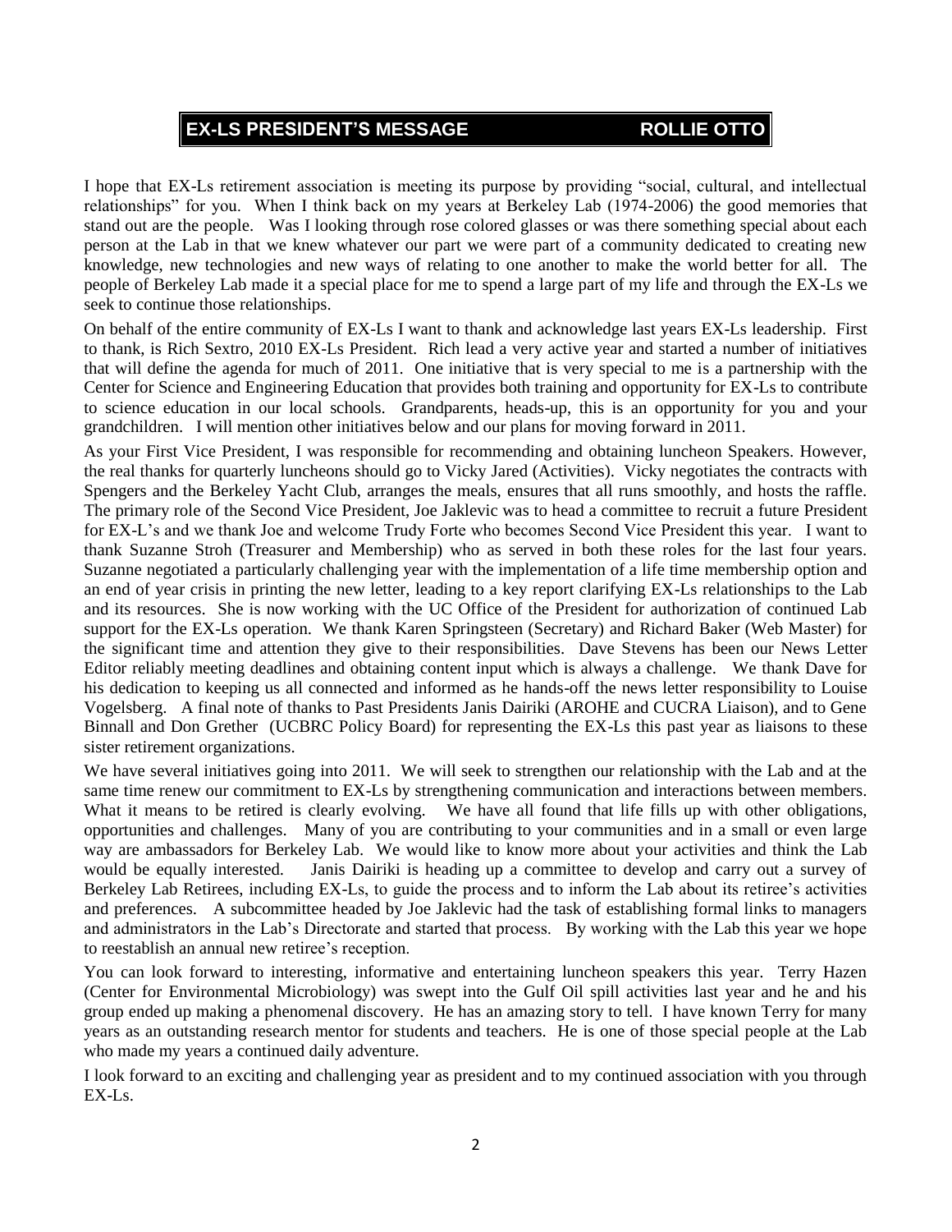## EX-LS PRESIDENT'S MESSAGE ROLLIE OTTO

I hope that EX-Ls retirement association is meeting its purpose by providing "social, cultural, and intellectual relationships" for you. When I think back on my years at Berkeley Lab (1974-2006) the good memories that stand out are the people. Was I looking through rose colored glasses or was there something special about each person at the Lab in that we knew whatever our part we were part of a community dedicated to creating new knowledge, new technologies and new ways of relating to one another to make the world better for all. The people of Berkeley Lab made it a special place for me to spend a large part of my life and through the EX-Ls we seek to continue those relationships.

On behalf of the entire community of EX-Ls I want to thank and acknowledge last years EX-Ls leadership. First to thank, is Rich Sextro, 2010 EX-Ls President. Rich lead a very active year and started a number of initiatives that will define the agenda for much of 2011. One initiative that is very special to me is a partnership with the Center for Science and Engineering Education that provides both training and opportunity for EX-Ls to contribute to science education in our local schools. Grandparents, heads-up, this is an opportunity for you and your grandchildren. I will mention other initiatives below and our plans for moving forward in 2011.

As your First Vice President, I was responsible for recommending and obtaining luncheon Speakers. However, the real thanks for quarterly luncheons should go to Vicky Jared (Activities). Vicky negotiates the contracts with Spengers and the Berkeley Yacht Club, arranges the meals, ensures that all runs smoothly, and hosts the raffle. The primary role of the Second Vice President, Joe Jaklevic was to head a committee to recruit a future President for EX-L's and we thank Joe and welcome Trudy Forte who becomes Second Vice President this year. I want to thank Suzanne Stroh (Treasurer and Membership) who as served in both these roles for the last four years. Suzanne negotiated a particularly challenging year with the implementation of a life time membership option and an end of year crisis in printing the new letter, leading to a key report clarifying EX-Ls relationships to the Lab and its resources. She is now working with the UC Office of the President for authorization of continued Lab support for the EX-Ls operation. We thank Karen Springsteen (Secretary) and Richard Baker (Web Master) for the significant time and attention they give to their responsibilities. Dave Stevens has been our News Letter Editor reliably meeting deadlines and obtaining content input which is always a challenge. We thank Dave for his dedication to keeping us all connected and informed as he hands-off the news letter responsibility to Louise Vogelsberg. A final note of thanks to Past Presidents Janis Dairiki (AROHE and CUCRA Liaison), and to Gene Binnall and Don Grether (UCBRC Policy Board) for representing the EX-Ls this past year as liaisons to these sister retirement organizations.

We have several initiatives going into 2011. We will seek to strengthen our relationship with the Lab and at the same time renew our commitment to EX-Ls by strengthening communication and interactions between members. What it means to be retired is clearly evolving. We have all found that life fills up with other obligations, opportunities and challenges. Many of you are contributing to your communities and in a small or even large way are ambassadors for Berkeley Lab. We would like to know more about your activities and think the Lab would be equally interested. Janis Dairiki is heading up a committee to develop and carry out a survey of Berkeley Lab Retirees, including EX-Ls, to guide the process and to inform the Lab about its retiree's activities and preferences. A subcommittee headed by Joe Jaklevic had the task of establishing formal links to managers and administrators in the Lab's Directorate and started that process. By working with the Lab this year we hope to reestablish an annual new retiree's reception.

You can look forward to interesting, informative and entertaining luncheon speakers this year. Terry Hazen (Center for Environmental Microbiology) was swept into the Gulf Oil spill activities last year and he and his group ended up making a phenomenal discovery. He has an amazing story to tell. I have known Terry for many years as an outstanding research mentor for students and teachers. He is one of those special people at the Lab who made my years a continued daily adventure.

I look forward to an exciting and challenging year as president and to my continued association with you through EX-Ls.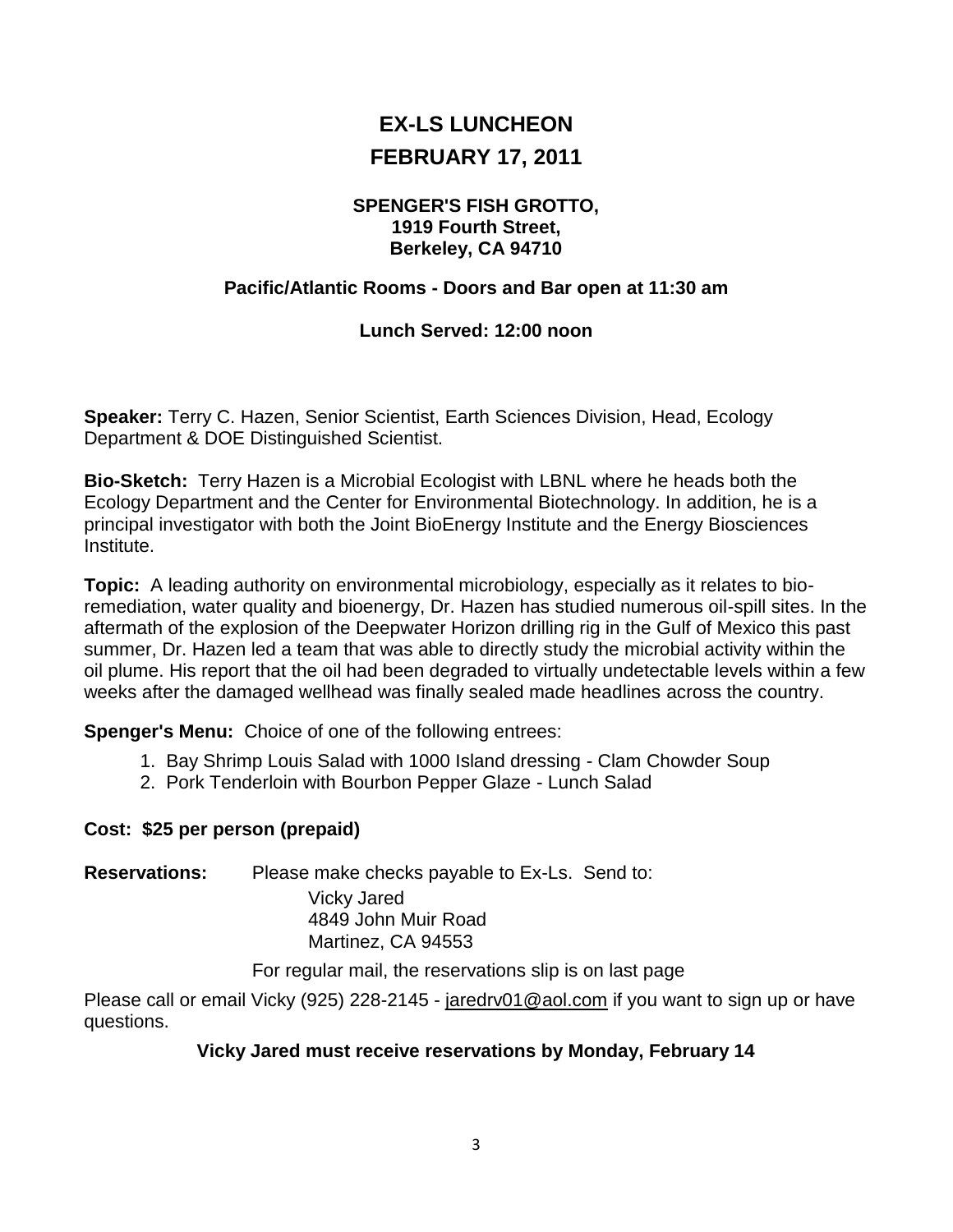# EX-LS LUNCHEON

# FEBRUARY 17, 2011

**SPENGER'S FISH GROTTO,**
**1919 Fourth Street,**
**Berkeley, CA 94710**

**Pacific/Atlantic Rooms - Doors and Bar open at 11:30 am**

**Lunch Served: 12:00 noon**

**Speaker:** Terry C. Hazen, Senior Scientist, Earth Sciences Division, Head, Ecology Department & DOE Distinguished Scientist.

**Bio-Sketch:** Terry Hazen is a Microbial Ecologist with LBNL where he heads both the Ecology Department and the Center for Environmental Biotechnology. In addition, he is a principal investigator with both the Joint BioEnergy Institute and the Energy Biosciences Institute.

**Topic:** A leading authority on environmental microbiology, especially as it relates to bio-remediation, water quality and bioenergy, Dr. Hazen has studied numerous oil-spill sites. In the aftermath of the explosion of the Deepwater Horizon drilling rig in the Gulf of Mexico this past summer, Dr. Hazen led a team that was able to directly study the microbial activity within the oil plume. His report that the oil had been degraded to virtually undetectable levels within a few weeks after the damaged wellhead was finally sealed made headlines across the country.

**Spenger's Menu:** Choice of one of the following entrees:

1. Bay Shrimp Louis Salad with 1000 Island dressing - Clam Chowder Soup
2. Pork Tenderloin with Bourbon Pepper Glaze - Lunch Salad

**Cost: $25 per person (prepaid)**

**Reservations:** Please make checks payable to Ex-Ls. Send to:

Vicky Jared
4849 John Muir Road
Martinez, CA 94553

For regular mail, the reservations slip is on last page

Please call or email Vicky (925) 228-2145 - jaredrv01@aol.com if you want to sign up or have questions.

**Vicky Jared must receive reservations by Monday, February 14**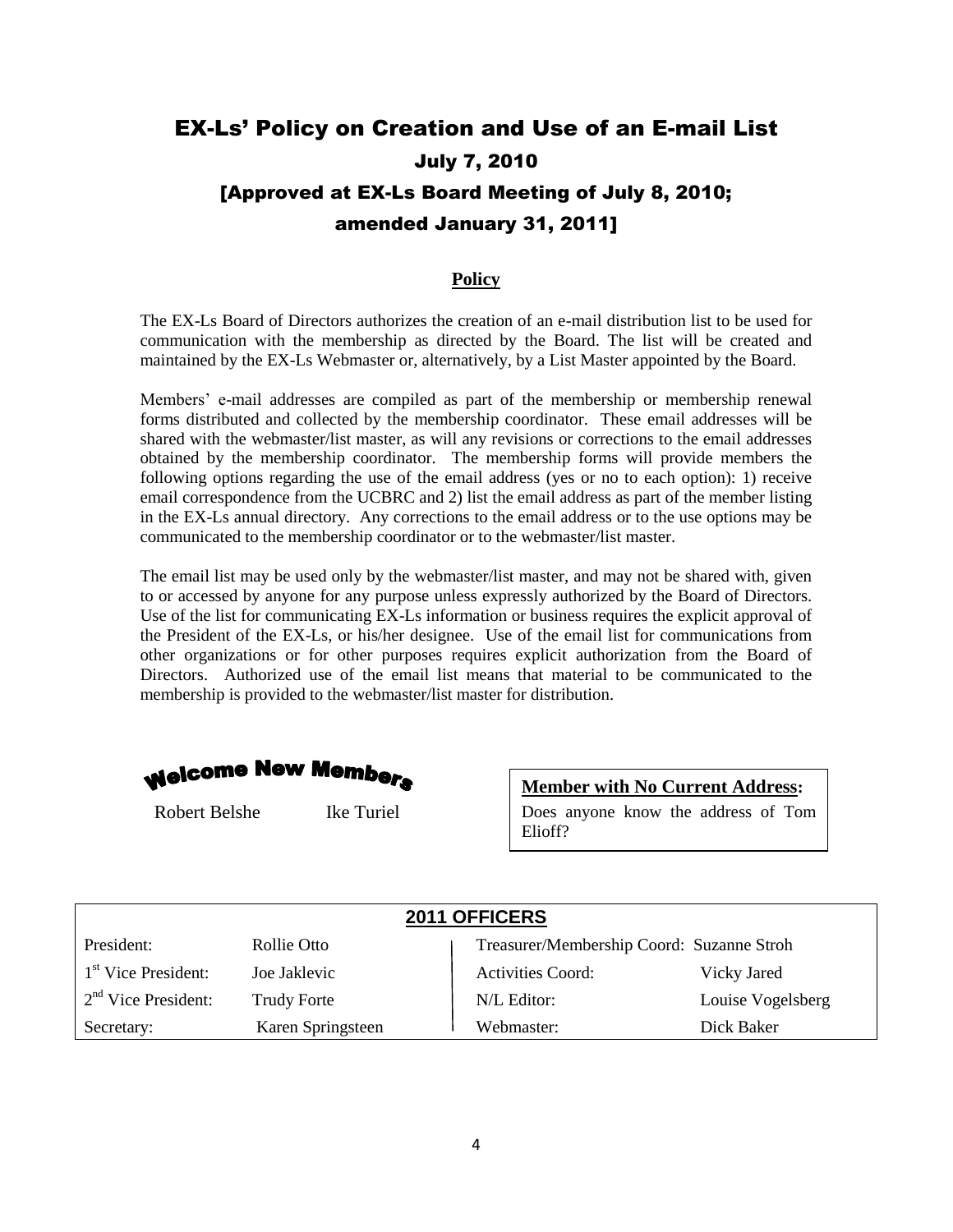# EX-Ls' Policy on Creation and Use of an E-mail List

## July 7, 2010

## [Approved at EX-Ls Board Meeting of July 8, 2010; amended January 31, 2011]

### Policy

The EX-Ls Board of Directors authorizes the creation of an e-mail distribution list to be used for communication with the membership as directed by the Board. The list will be created and maintained by the EX-Ls Webmaster or, alternatively, by a List Master appointed by the Board.

Members' e-mail addresses are compiled as part of the membership or membership renewal forms distributed and collected by the membership coordinator. These email addresses will be shared with the webmaster/list master, as will any revisions or corrections to the email addresses obtained by the membership coordinator. The membership forms will provide members the following options regarding the use of the email address (yes or no to each option): 1) receive email correspondence from the UCBRC and 2) list the email address as part of the member listing in the EX-Ls annual directory. Any corrections to the email address or to the use options may be communicated to the membership coordinator or to the webmaster/list master.

The email list may be used only by the webmaster/list master, and may not be shared with, given to or accessed by anyone for any purpose unless expressly authorized by the Board of Directors. Use of the list for communicating EX-Ls information or business requires the explicit approval of the President of the EX-Ls, or his/her designee. Use of the email list for communications from other organizations or for other purposes requires explicit authorization from the Board of Directors. Authorized use of the email list means that material to be communicated to the membership is provided to the webmaster/list master for distribution.

## Welcome New Members

Robert Belshe    Ike Turiel

**Member with No Current Address:**

Does anyone know the address of Tom Elioff?

| **2011 OFFICERS** | | | |
|---|---|---|---|
| President: | Rollie Otto | Treasurer/Membership Coord: | Suzanne Stroh |
| 1st Vice President: | Joe Jaklevic | Activities Coord: | Vicky Jared |
| 2nd Vice President: | Trudy Forte | N/L Editor: | Louise Vogelsberg |
| Secretary: | Karen Springsteen | Webmaster: | Dick Baker |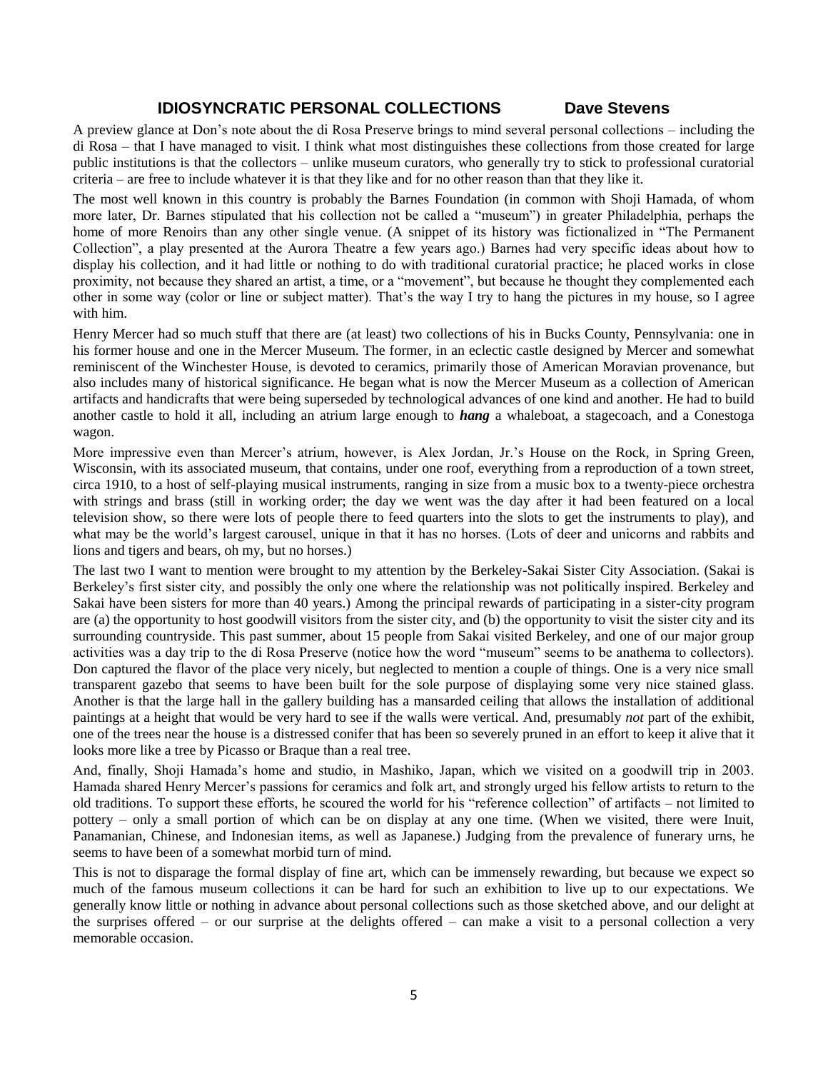## IDIOSYNCRATIC PERSONAL COLLECTIONS **Dave Stevens**

A preview glance at Don's note about the di Rosa Preserve brings to mind several personal collections – including the di Rosa – that I have managed to visit. I think what most distinguishes these collections from those created for large public institutions is that the collectors – unlike museum curators, who generally try to stick to professional curatorial criteria – are free to include whatever it is that they like and for no other reason than that they like it.

The most well known in this country is probably the Barnes Foundation (in common with Shoji Hamada, of whom more later, Dr. Barnes stipulated that his collection not be called a "museum") in greater Philadelphia, perhaps the home of more Renoirs than any other single venue. (A snippet of its history was fictionalized in "The Permanent Collection", a play presented at the Aurora Theatre a few years ago.) Barnes had very specific ideas about how to display his collection, and it had little or nothing to do with traditional curatorial practice; he placed works in close proximity, not because they shared an artist, a time, or a "movement", but because he thought they complemented each other in some way (color or line or subject matter). That's the way I try to hang the pictures in my house, so I agree with him.

Henry Mercer had so much stuff that there are (at least) two collections of his in Bucks County, Pennsylvania: one in his former house and one in the Mercer Museum. The former, in an eclectic castle designed by Mercer and somewhat reminiscent of the Winchester House, is devoted to ceramics, primarily those of American Moravian provenance, but also includes many of historical significance. He began what is now the Mercer Museum as a collection of American artifacts and handicrafts that were being superseded by technological advances of one kind and another. He had to build another castle to hold it all, including an atrium large enough to ***hang*** a whaleboat, a stagecoach, and a Conestoga wagon.

More impressive even than Mercer's atrium, however, is Alex Jordan, Jr.'s House on the Rock, in Spring Green, Wisconsin, with its associated museum, that contains, under one roof, everything from a reproduction of a town street, circa 1910, to a host of self-playing musical instruments, ranging in size from a music box to a twenty-piece orchestra with strings and brass (still in working order; the day we went was the day after it had been featured on a local television show, so there were lots of people there to feed quarters into the slots to get the instruments to play), and what may be the world's largest carousel, unique in that it has no horses. (Lots of deer and unicorns and rabbits and lions and tigers and bears, oh my, but no horses.)

The last two I want to mention were brought to my attention by the Berkeley-Sakai Sister City Association. (Sakai is Berkeley's first sister city, and possibly the only one where the relationship was not politically inspired. Berkeley and Sakai have been sisters for more than 40 years.) Among the principal rewards of participating in a sister-city program are (a) the opportunity to host goodwill visitors from the sister city, and (b) the opportunity to visit the sister city and its surrounding countryside. This past summer, about 15 people from Sakai visited Berkeley, and one of our major group activities was a day trip to the di Rosa Preserve (notice how the word "museum" seems to be anathema to collectors). Don captured the flavor of the place very nicely, but neglected to mention a couple of things. One is a very nice small transparent gazebo that seems to have been built for the sole purpose of displaying some very nice stained glass. Another is that the large hall in the gallery building has a mansarded ceiling that allows the installation of additional paintings at a height that would be very hard to see if the walls were vertical. And, presumably *not* part of the exhibit, one of the trees near the house is a distressed conifer that has been so severely pruned in an effort to keep it alive that it looks more like a tree by Picasso or Braque than a real tree.

And, finally, Shoji Hamada's home and studio, in Mashiko, Japan, which we visited on a goodwill trip in 2003. Hamada shared Henry Mercer's passions for ceramics and folk art, and strongly urged his fellow artists to return to the old traditions. To support these efforts, he scoured the world for his "reference collection" of artifacts – not limited to pottery – only a small portion of which can be on display at any one time. (When we visited, there were Inuit, Panamanian, Chinese, and Indonesian items, as well as Japanese.) Judging from the prevalence of funerary urns, he seems to have been of a somewhat morbid turn of mind.

This is not to disparage the formal display of fine art, which can be immensely rewarding, but because we expect so much of the famous museum collections it can be hard for such an exhibition to live up to our expectations. We generally know little or nothing in advance about personal collections such as those sketched above, and our delight at the surprises offered – or our surprise at the delights offered – can make a visit to a personal collection a very memorable occasion.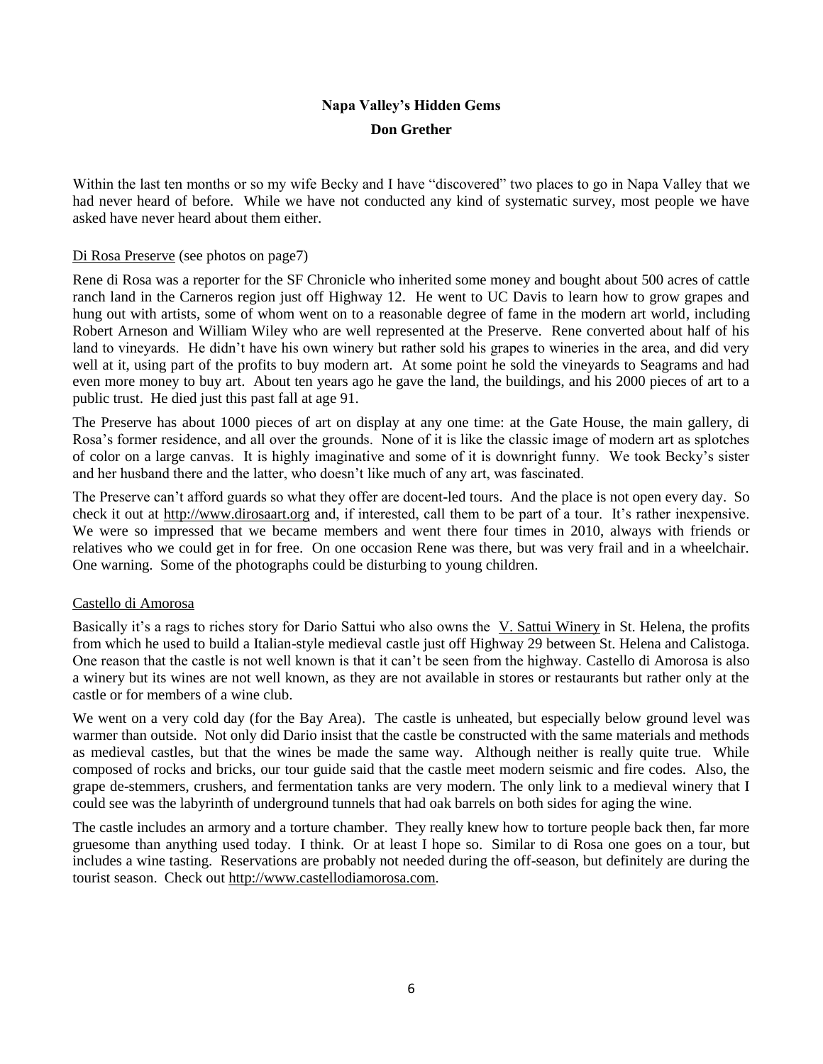**Napa Valley's Hidden Gems**

**Don Grether**

Within the last ten months or so my wife Becky and I have "discovered" two places to go in Napa Valley that we had never heard of before. While we have not conducted any kind of systematic survey, most people we have asked have never heard about them either.

Di Rosa Preserve (see photos on page7)

Rene di Rosa was a reporter for the SF Chronicle who inherited some money and bought about 500 acres of cattle ranch land in the Carneros region just off Highway 12. He went to UC Davis to learn how to grow grapes and hung out with artists, some of whom went on to a reasonable degree of fame in the modern art world, including Robert Arneson and William Wiley who are well represented at the Preserve. Rene converted about half of his land to vineyards. He didn't have his own winery but rather sold his grapes to wineries in the area, and did very well at it, using part of the profits to buy modern art. At some point he sold the vineyards to Seagrams and had even more money to buy art. About ten years ago he gave the land, the buildings, and his 2000 pieces of art to a public trust. He died just this past fall at age 91.

The Preserve has about 1000 pieces of art on display at any one time: at the Gate House, the main gallery, di Rosa's former residence, and all over the grounds. None of it is like the classic image of modern art as splotches of color on a large canvas. It is highly imaginative and some of it is downright funny. We took Becky's sister and her husband there and the latter, who doesn't like much of any art, was fascinated.

The Preserve can't afford guards so what they offer are docent-led tours. And the place is not open every day. So check it out at http://www.dirosaart.org and, if interested, call them to be part of a tour. It's rather inexpensive. We were so impressed that we became members and went there four times in 2010, always with friends or relatives who we could get in for free. On one occasion Rene was there, but was very frail and in a wheelchair. One warning. Some of the photographs could be disturbing to young children.

Castello di Amorosa

Basically it's a rags to riches story for Dario Sattui who also owns the V. Sattui Winery in St. Helena, the profits from which he used to build a Italian-style medieval castle just off Highway 29 between St. Helena and Calistoga. One reason that the castle is not well known is that it can't be seen from the highway. Castello di Amorosa is also a winery but its wines are not well known, as they are not available in stores or restaurants but rather only at the castle or for members of a wine club.

We went on a very cold day (for the Bay Area). The castle is unheated, but especially below ground level was warmer than outside. Not only did Dario insist that the castle be constructed with the same materials and methods as medieval castles, but that the wines be made the same way. Although neither is really quite true. While composed of rocks and bricks, our tour guide said that the castle meet modern seismic and fire codes. Also, the grape de-stemmers, crushers, and fermentation tanks are very modern. The only link to a medieval winery that I could see was the labyrinth of underground tunnels that had oak barrels on both sides for aging the wine.

The castle includes an armory and a torture chamber. They really knew how to torture people back then, far more gruesome than anything used today. I think. Or at least I hope so. Similar to di Rosa one goes on a tour, but includes a wine tasting. Reservations are probably not needed during the off-season, but definitely are during the tourist season. Check out http://www.castellodiamorosa.com.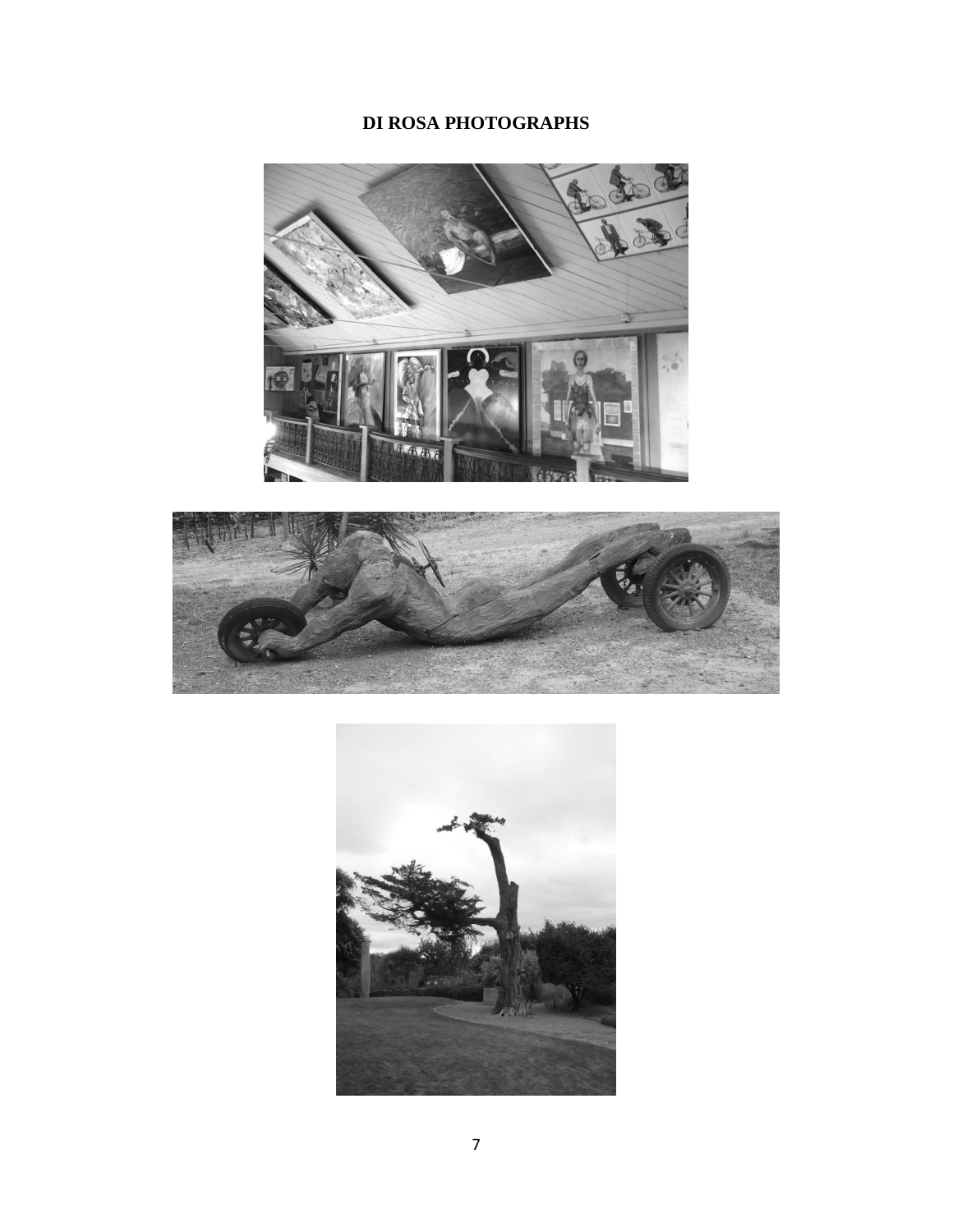**DI ROSA PHOTOGRAPHS**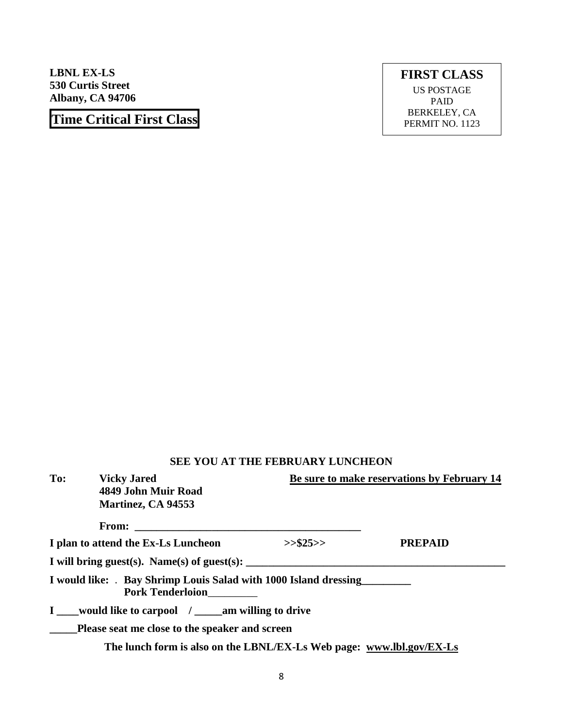**LBNL EX-LS**
**530 Curtis Street**
**Albany, CA 94706**

**Time Critical First Class**

**FIRST CLASS**
US POSTAGE
PAID
BERKELEY, CA
PERMIT NO. 1123

**SEE YOU AT THE FEBRUARY LUNCHEON**

**To:** **Vicky Jared**
**4849 John Muir Road**
**Martinez, CA 94553**

**Be sure to make reservations by February 14**

**From: \_\_\_\_\_\_\_\_\_\_\_\_\_\_\_\_\_\_\_\_\_\_\_\_\_\_\_\_\_\_\_\_\_\_\_\_\_\_\_\_\_\_\_**

**I plan to attend the Ex-Ls Luncheon** **>>$25>>** **PREPAID**

**I will bring guest(s). Name(s) of guest(s): \_\_\_\_\_\_\_\_\_\_\_\_\_\_\_\_\_\_\_\_\_\_\_\_\_\_\_\_\_\_\_\_\_\_\_\_\_\_\_\_\_\_\_\_\_\_\_\_**

**I would like:** . **Bay Shrimp Louis Salad with 1000 Island dressing\_\_\_\_\_\_\_\_\_**
**Pork Tenderloion**\_\_\_\_\_\_\_\_\_

**I \_\_\_\_would like to carpool / \_\_\_\_\_am willing to drive**

**\_\_\_\_\_Please seat me close to the speaker and screen**

**The lunch form is also on the LBNL/EX-Ls Web page: www.lbl.gov/EX-Ls**